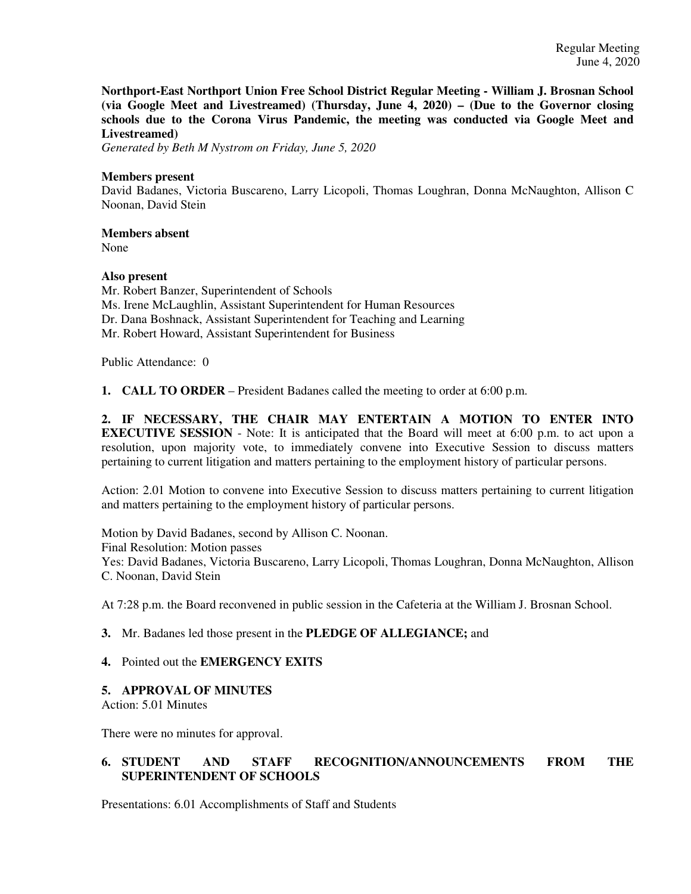Regular Meeting
June 4, 2020

**Northport-East Northport Union Free School District Regular Meeting - William J. Brosnan School (via Google Meet and Livestreamed) (Thursday, June 4, 2020) – (Due to the Governor closing schools due to the Corona Virus Pandemic, the meeting was conducted via Google Meet and Livestreamed)**

*Generated by Beth M Nystrom on Friday, June 5, 2020*

**Members present**

David Badanes, Victoria Buscareno, Larry Licopoli, Thomas Loughran, Donna McNaughton, Allison C Noonan, David Stein

**Members absent**

None

**Also present**

Mr. Robert Banzer, Superintendent of Schools
Ms. Irene McLaughlin, Assistant Superintendent for Human Resources
Dr. Dana Boshnack, Assistant Superintendent for Teaching and Learning
Mr. Robert Howard, Assistant Superintendent for Business

Public Attendance: 0

**1. CALL TO ORDER** – President Badanes called the meeting to order at 6:00 p.m.

**2. IF NECESSARY, THE CHAIR MAY ENTERTAIN A MOTION TO ENTER INTO EXECUTIVE SESSION** - Note: It is anticipated that the Board will meet at 6:00 p.m. to act upon a resolution, upon majority vote, to immediately convene into Executive Session to discuss matters pertaining to current litigation and matters pertaining to the employment history of particular persons.

Action: 2.01 Motion to convene into Executive Session to discuss matters pertaining to current litigation and matters pertaining to the employment history of particular persons.

Motion by David Badanes, second by Allison C. Noonan.
Final Resolution: Motion passes
Yes: David Badanes, Victoria Buscareno, Larry Licopoli, Thomas Loughran, Donna McNaughton, Allison C. Noonan, David Stein

At 7:28 p.m. the Board reconvened in public session in the Cafeteria at the William J. Brosnan School.

**3.** Mr. Badanes led those present in the **PLEDGE OF ALLEGIANCE;** and

**4.** Pointed out the **EMERGENCY EXITS**

**5. APPROVAL OF MINUTES**

Action: 5.01 Minutes

There were no minutes for approval.

**6. STUDENT AND STAFF RECOGNITION/ANNOUNCEMENTS FROM THE SUPERINTENDENT OF SCHOOLS**

Presentations: 6.01 Accomplishments of Staff and Students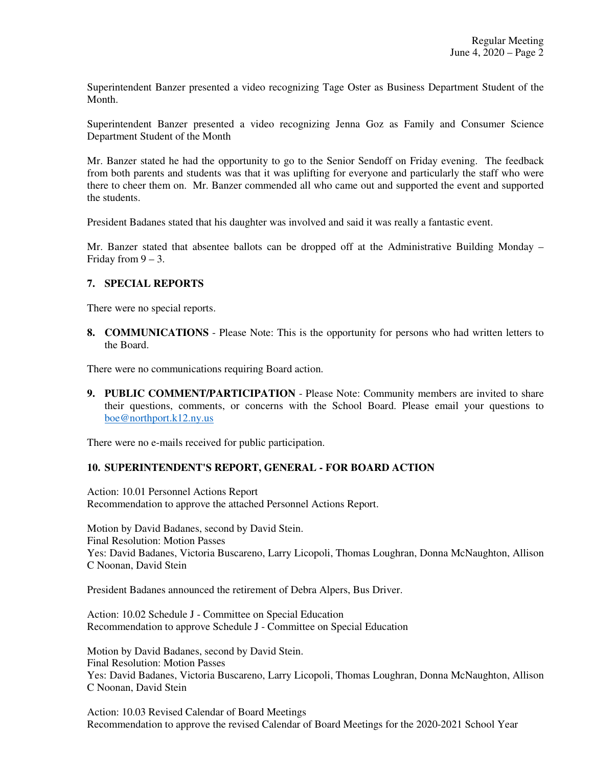Superintendent Banzer presented a video recognizing Tage Oster as Business Department Student of the Month.

Superintendent Banzer presented a video recognizing Jenna Goz as Family and Consumer Science Department Student of the Month

Mr. Banzer stated he had the opportunity to go to the Senior Sendoff on Friday evening. The feedback from both parents and students was that it was uplifting for everyone and particularly the staff who were there to cheer them on. Mr. Banzer commended all who came out and supported the event and supported the students.

President Badanes stated that his daughter was involved and said it was really a fantastic event.

Mr. Banzer stated that absentee ballots can be dropped off at the Administrative Building Monday – Friday from 9 – 3.

**7. SPECIAL REPORTS**

There were no special reports.

**8. COMMUNICATIONS** - Please Note: This is the opportunity for persons who had written letters to the Board.

There were no communications requiring Board action.

**9. PUBLIC COMMENT/PARTICIPATION** - Please Note: Community members are invited to share their questions, comments, or concerns with the School Board. Please email your questions to boe@northport.k12.ny.us

There were no e-mails received for public participation.

**10. SUPERINTENDENT'S REPORT, GENERAL - FOR BOARD ACTION**

Action: 10.01 Personnel Actions Report
Recommendation to approve the attached Personnel Actions Report.

Motion by David Badanes, second by David Stein.
Final Resolution: Motion Passes
Yes: David Badanes, Victoria Buscareno, Larry Licopoli, Thomas Loughran, Donna McNaughton, Allison C Noonan, David Stein

President Badanes announced the retirement of Debra Alpers, Bus Driver.

Action: 10.02 Schedule J - Committee on Special Education
Recommendation to approve Schedule J - Committee on Special Education

Motion by David Badanes, second by David Stein.
Final Resolution: Motion Passes
Yes: David Badanes, Victoria Buscareno, Larry Licopoli, Thomas Loughran, Donna McNaughton, Allison C Noonan, David Stein

Action: 10.03 Revised Calendar of Board Meetings
Recommendation to approve the revised Calendar of Board Meetings for the 2020-2021 School Year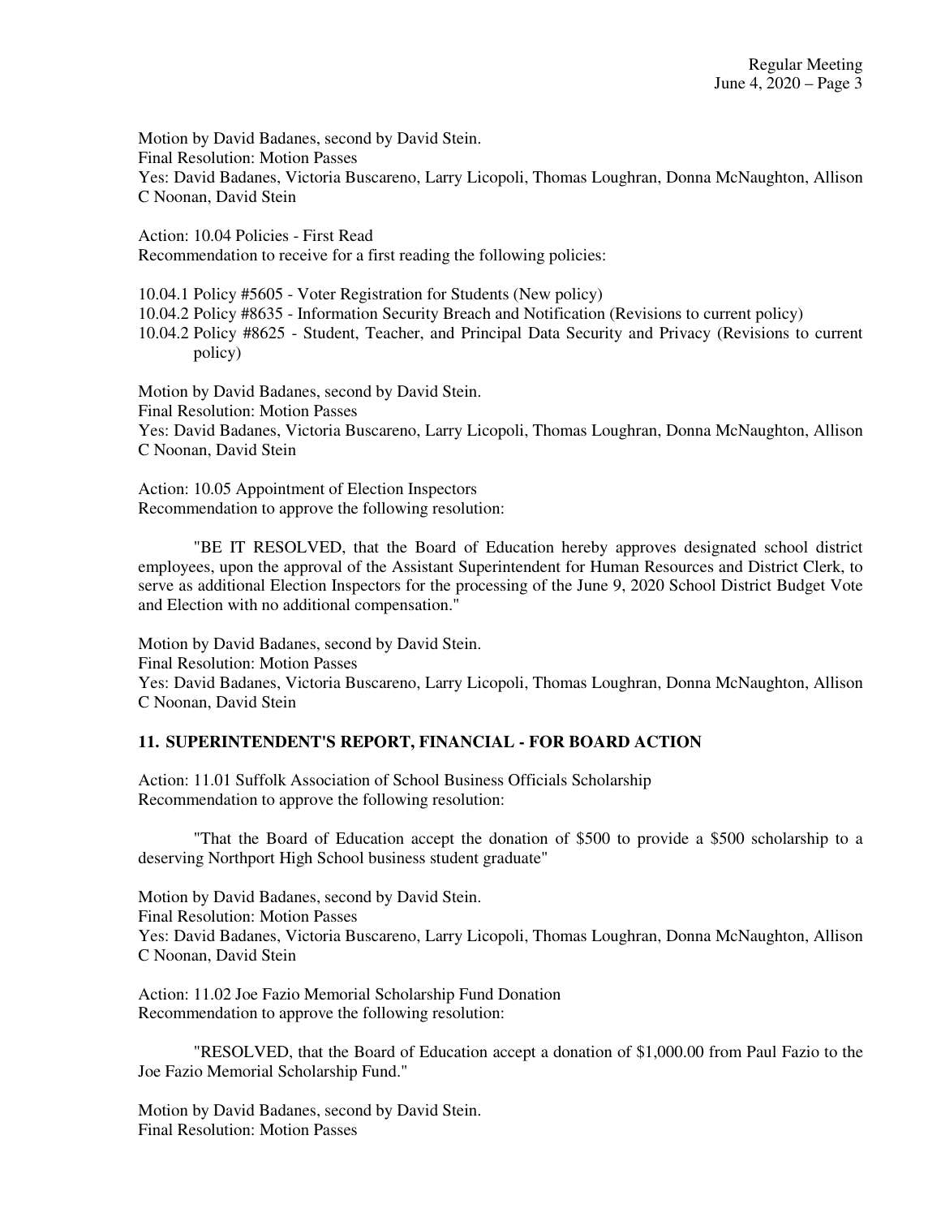Motion by David Badanes, second by David Stein.
Final Resolution: Motion Passes
Yes: David Badanes, Victoria Buscareno, Larry Licopoli, Thomas Loughran, Donna McNaughton, Allison C Noonan, David Stein

Action: 10.04 Policies - First Read
Recommendation to receive for a first reading the following policies:

10.04.1 Policy #5605 - Voter Registration for Students (New policy)
10.04.2 Policy #8635 - Information Security Breach and Notification (Revisions to current policy)
10.04.2 Policy #8625 - Student, Teacher, and Principal Data Security and Privacy (Revisions to current policy)

Motion by David Badanes, second by David Stein.
Final Resolution: Motion Passes
Yes: David Badanes, Victoria Buscareno, Larry Licopoli, Thomas Loughran, Donna McNaughton, Allison C Noonan, David Stein

Action: 10.05 Appointment of Election Inspectors
Recommendation to approve the following resolution:

"BE IT RESOLVED, that the Board of Education hereby approves designated school district employees, upon the approval of the Assistant Superintendent for Human Resources and District Clerk, to serve as additional Election Inspectors for the processing of the June 9, 2020 School District Budget Vote and Election with no additional compensation."

Motion by David Badanes, second by David Stein.
Final Resolution: Motion Passes
Yes: David Badanes, Victoria Buscareno, Larry Licopoli, Thomas Loughran, Donna McNaughton, Allison C Noonan, David Stein

## 11. SUPERINTENDENT'S REPORT, FINANCIAL - FOR BOARD ACTION

Action: 11.01 Suffolk Association of School Business Officials Scholarship
Recommendation to approve the following resolution:

"That the Board of Education accept the donation of $500 to provide a $500 scholarship to a deserving Northport High School business student graduate"

Motion by David Badanes, second by David Stein.
Final Resolution: Motion Passes
Yes: David Badanes, Victoria Buscareno, Larry Licopoli, Thomas Loughran, Donna McNaughton, Allison C Noonan, David Stein

Action: 11.02 Joe Fazio Memorial Scholarship Fund Donation
Recommendation to approve the following resolution:

"RESOLVED, that the Board of Education accept a donation of $1,000.00 from Paul Fazio to the Joe Fazio Memorial Scholarship Fund."

Motion by David Badanes, second by David Stein.
Final Resolution: Motion Passes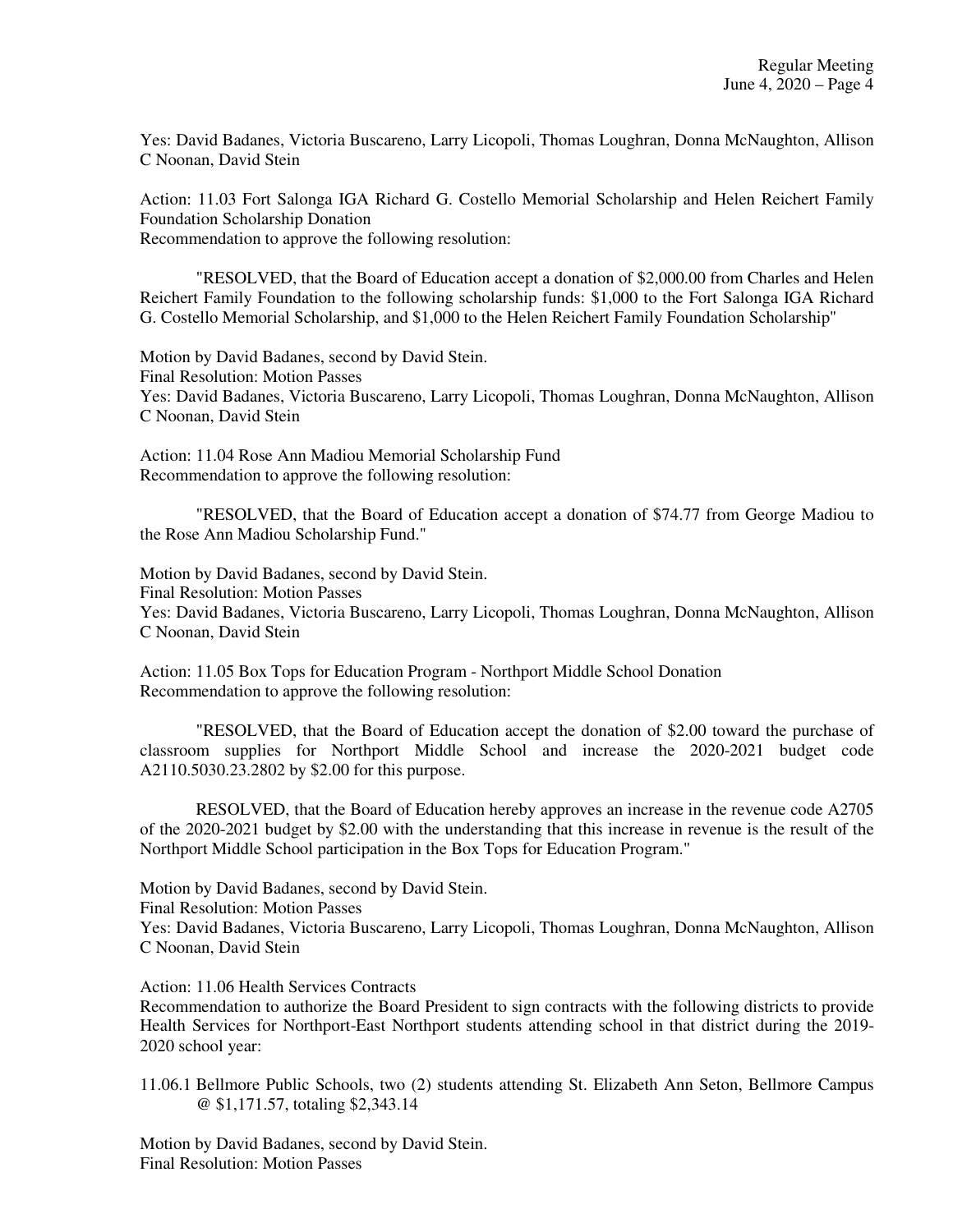Yes: David Badanes, Victoria Buscareno, Larry Licopoli, Thomas Loughran, Donna McNaughton, Allison C Noonan, David Stein

Action: 11.03 Fort Salonga IGA Richard G. Costello Memorial Scholarship and Helen Reichert Family Foundation Scholarship Donation
Recommendation to approve the following resolution:

"RESOLVED, that the Board of Education accept a donation of $2,000.00 from Charles and Helen Reichert Family Foundation to the following scholarship funds: $1,000 to the Fort Salonga IGA Richard G. Costello Memorial Scholarship, and $1,000 to the Helen Reichert Family Foundation Scholarship"

Motion by David Badanes, second by David Stein.
Final Resolution: Motion Passes
Yes: David Badanes, Victoria Buscareno, Larry Licopoli, Thomas Loughran, Donna McNaughton, Allison C Noonan, David Stein

Action: 11.04 Rose Ann Madiou Memorial Scholarship Fund
Recommendation to approve the following resolution:

"RESOLVED, that the Board of Education accept a donation of $74.77 from George Madiou to the Rose Ann Madiou Scholarship Fund."

Motion by David Badanes, second by David Stein.
Final Resolution: Motion Passes
Yes: David Badanes, Victoria Buscareno, Larry Licopoli, Thomas Loughran, Donna McNaughton, Allison C Noonan, David Stein

Action: 11.05 Box Tops for Education Program - Northport Middle School Donation
Recommendation to approve the following resolution:

"RESOLVED, that the Board of Education accept the donation of $2.00 toward the purchase of classroom supplies for Northport Middle School and increase the 2020-2021 budget code A2110.5030.23.2802 by $2.00 for this purpose.

RESOLVED, that the Board of Education hereby approves an increase in the revenue code A2705 of the 2020-2021 budget by $2.00 with the understanding that this increase in revenue is the result of the Northport Middle School participation in the Box Tops for Education Program."

Motion by David Badanes, second by David Stein.
Final Resolution: Motion Passes
Yes: David Badanes, Victoria Buscareno, Larry Licopoli, Thomas Loughran, Donna McNaughton, Allison C Noonan, David Stein

Action: 11.06 Health Services Contracts
Recommendation to authorize the Board President to sign contracts with the following districts to provide Health Services for Northport-East Northport students attending school in that district during the 2019-2020 school year:

11.06.1 Bellmore Public Schools, two (2) students attending St. Elizabeth Ann Seton, Bellmore Campus @ $1,171.57, totaling $2,343.14

Motion by David Badanes, second by David Stein.
Final Resolution: Motion Passes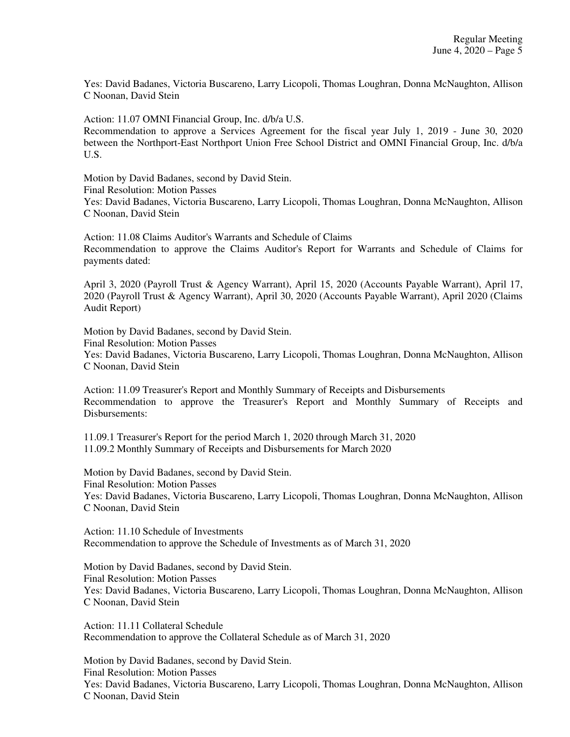Yes: David Badanes, Victoria Buscareno, Larry Licopoli, Thomas Loughran, Donna McNaughton, Allison C Noonan, David Stein

Action: 11.07 OMNI Financial Group, Inc. d/b/a U.S.
Recommendation to approve a Services Agreement for the fiscal year July 1, 2019 - June 30, 2020 between the Northport-East Northport Union Free School District and OMNI Financial Group, Inc. d/b/a U.S.

Motion by David Badanes, second by David Stein.
Final Resolution: Motion Passes
Yes: David Badanes, Victoria Buscareno, Larry Licopoli, Thomas Loughran, Donna McNaughton, Allison C Noonan, David Stein

Action: 11.08 Claims Auditor's Warrants and Schedule of Claims
Recommendation to approve the Claims Auditor's Report for Warrants and Schedule of Claims for payments dated:

April 3, 2020 (Payroll Trust & Agency Warrant), April 15, 2020 (Accounts Payable Warrant), April 17, 2020 (Payroll Trust & Agency Warrant), April 30, 2020 (Accounts Payable Warrant), April 2020 (Claims Audit Report)

Motion by David Badanes, second by David Stein.
Final Resolution: Motion Passes
Yes: David Badanes, Victoria Buscareno, Larry Licopoli, Thomas Loughran, Donna McNaughton, Allison C Noonan, David Stein

Action: 11.09 Treasurer's Report and Monthly Summary of Receipts and Disbursements
Recommendation to approve the Treasurer's Report and Monthly Summary of Receipts and Disbursements:

11.09.1 Treasurer's Report for the period March 1, 2020 through March 31, 2020
11.09.2 Monthly Summary of Receipts and Disbursements for March 2020

Motion by David Badanes, second by David Stein.
Final Resolution: Motion Passes
Yes: David Badanes, Victoria Buscareno, Larry Licopoli, Thomas Loughran, Donna McNaughton, Allison C Noonan, David Stein

Action: 11.10 Schedule of Investments
Recommendation to approve the Schedule of Investments as of March 31, 2020

Motion by David Badanes, second by David Stein.
Final Resolution: Motion Passes
Yes: David Badanes, Victoria Buscareno, Larry Licopoli, Thomas Loughran, Donna McNaughton, Allison C Noonan, David Stein

Action: 11.11 Collateral Schedule
Recommendation to approve the Collateral Schedule as of March 31, 2020

Motion by David Badanes, second by David Stein.
Final Resolution: Motion Passes
Yes: David Badanes, Victoria Buscareno, Larry Licopoli, Thomas Loughran, Donna McNaughton, Allison C Noonan, David Stein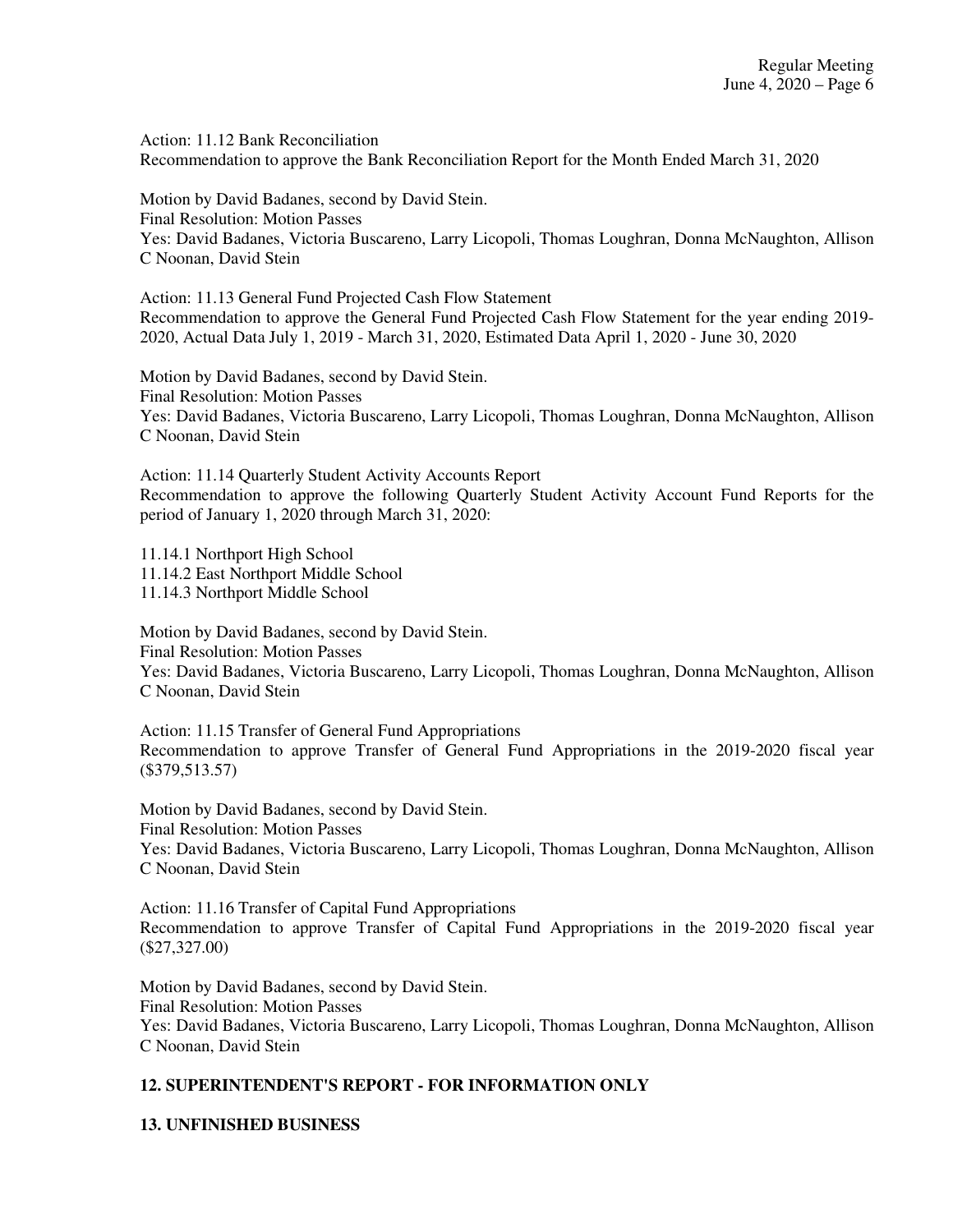Action: 11.12 Bank Reconciliation
Recommendation to approve the Bank Reconciliation Report for the Month Ended March 31, 2020

Motion by David Badanes, second by David Stein.
Final Resolution: Motion Passes
Yes: David Badanes, Victoria Buscareno, Larry Licopoli, Thomas Loughran, Donna McNaughton, Allison C Noonan, David Stein

Action: 11.13 General Fund Projected Cash Flow Statement
Recommendation to approve the General Fund Projected Cash Flow Statement for the year ending 2019-2020, Actual Data July 1, 2019 - March 31, 2020, Estimated Data April 1, 2020 - June 30, 2020

Motion by David Badanes, second by David Stein.
Final Resolution: Motion Passes
Yes: David Badanes, Victoria Buscareno, Larry Licopoli, Thomas Loughran, Donna McNaughton, Allison C Noonan, David Stein

Action: 11.14 Quarterly Student Activity Accounts Report
Recommendation to approve the following Quarterly Student Activity Account Fund Reports for the period of January 1, 2020 through March 31, 2020:

11.14.1 Northport High School
11.14.2 East Northport Middle School
11.14.3 Northport Middle School

Motion by David Badanes, second by David Stein.
Final Resolution: Motion Passes
Yes: David Badanes, Victoria Buscareno, Larry Licopoli, Thomas Loughran, Donna McNaughton, Allison C Noonan, David Stein

Action: 11.15 Transfer of General Fund Appropriations
Recommendation to approve Transfer of General Fund Appropriations in the 2019-2020 fiscal year ($379,513.57)

Motion by David Badanes, second by David Stein.
Final Resolution: Motion Passes
Yes: David Badanes, Victoria Buscareno, Larry Licopoli, Thomas Loughran, Donna McNaughton, Allison C Noonan, David Stein

Action: 11.16 Transfer of Capital Fund Appropriations
Recommendation to approve Transfer of Capital Fund Appropriations in the 2019-2020 fiscal year ($27,327.00)

Motion by David Badanes, second by David Stein.
Final Resolution: Motion Passes
Yes: David Badanes, Victoria Buscareno, Larry Licopoli, Thomas Loughran, Donna McNaughton, Allison C Noonan, David Stein

**12. SUPERINTENDENT'S REPORT - FOR INFORMATION ONLY**

**13. UNFINISHED BUSINESS**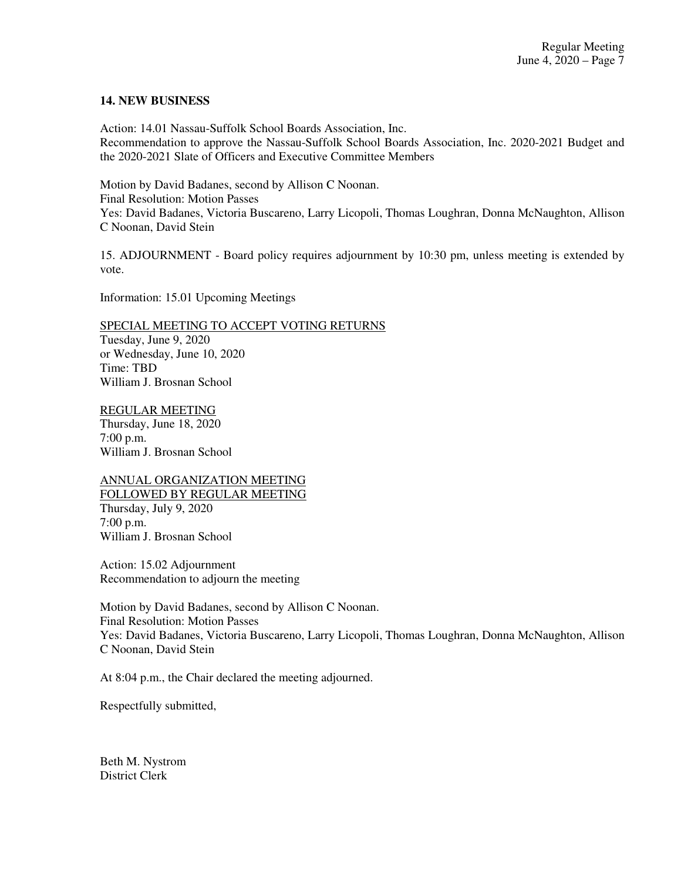## 14. NEW BUSINESS

Action: 14.01 Nassau-Suffolk School Boards Association, Inc.
Recommendation to approve the Nassau-Suffolk School Boards Association, Inc. 2020-2021 Budget and the 2020-2021 Slate of Officers and Executive Committee Members

Motion by David Badanes, second by Allison C Noonan.
Final Resolution: Motion Passes
Yes: David Badanes, Victoria Buscareno, Larry Licopoli, Thomas Loughran, Donna McNaughton, Allison C Noonan, David Stein

15. ADJOURNMENT - Board policy requires adjournment by 10:30 pm, unless meeting is extended by vote.

Information: 15.01 Upcoming Meetings

SPECIAL MEETING TO ACCEPT VOTING RETURNS
Tuesday, June 9, 2020
or Wednesday, June 10, 2020
Time: TBD
William J. Brosnan School

REGULAR MEETING
Thursday, June 18, 2020
7:00 p.m.
William J. Brosnan School

ANNUAL ORGANIZATION MEETING
FOLLOWED BY REGULAR MEETING
Thursday, July 9, 2020
7:00 p.m.
William J. Brosnan School

Action: 15.02 Adjournment
Recommendation to adjourn the meeting

Motion by David Badanes, second by Allison C Noonan.
Final Resolution: Motion Passes
Yes: David Badanes, Victoria Buscareno, Larry Licopoli, Thomas Loughran, Donna McNaughton, Allison C Noonan, David Stein

At 8:04 p.m., the Chair declared the meeting adjourned.

Respectfully submitted,

Beth M. Nystrom
District Clerk